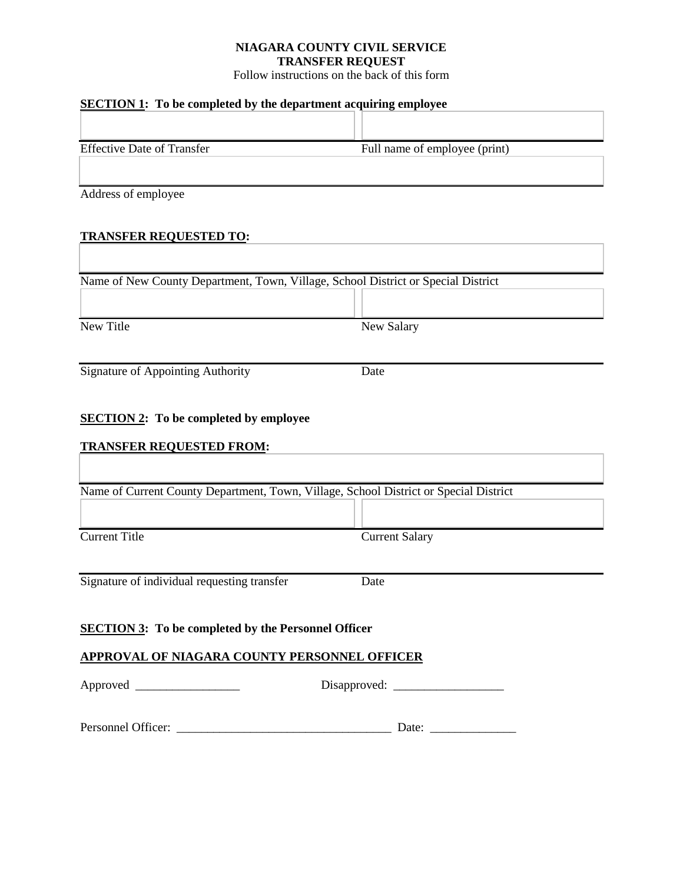**NIAGARA COUNTY CIVIL SERVICE**
**TRANSFER REQUEST**

Follow instructions on the back of this form

**SECTION 1: To be completed by the department acquiring employee**

| | |
|---|---|
| Effective Date of Transfer | Full name of employee (print) |

Address of employee

**TRANSFER REQUESTED TO:**

Name of New County Department, Town, Village, School District or Special District

| | |
|---|---|
| New Title | New Salary |

| | |
|---|---|
| Signature of Appointing Authority | Date |

**SECTION 2: To be completed by employee**

**TRANSFER REQUESTED FROM:**

Name of Current County Department, Town, Village, School District or Special District

| | |
|---|---|
| Current Title | Current Salary |

| | |
|---|---|
| Signature of individual requesting transfer | Date |

**SECTION 3: To be completed by the Personnel Officer**

**APPROVAL OF NIAGARA COUNTY PERSONNEL OFFICER**

Approved _________________ Disapproved: __________________

Personnel Officer: __________________________________ Date: ______________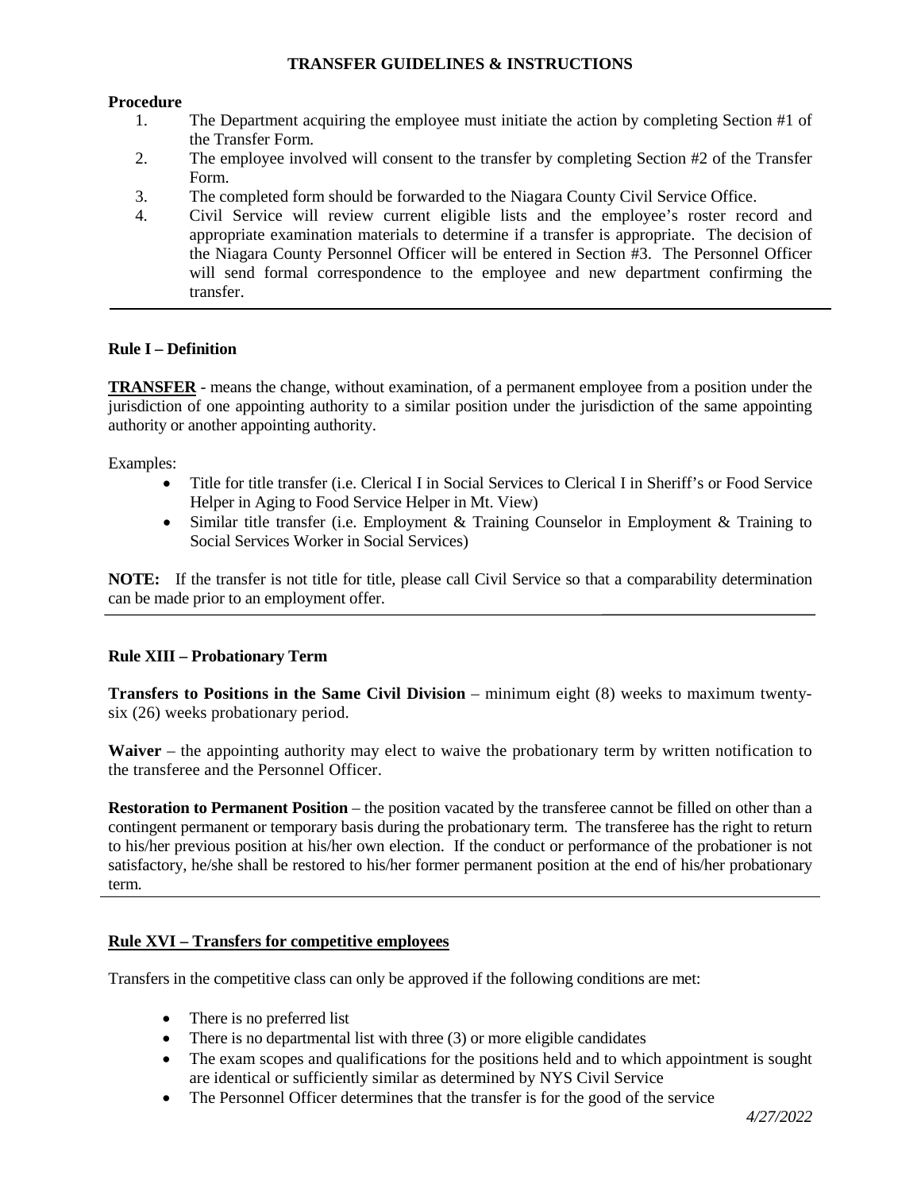## TRANSFER GUIDELINES & INSTRUCTIONS

**Procedure**

1. The Department acquiring the employee must initiate the action by completing Section #1 of the Transfer Form.
2. The employee involved will consent to the transfer by completing Section #2 of the Transfer Form.
3. The completed form should be forwarded to the Niagara County Civil Service Office.
4. Civil Service will review current eligible lists and the employee's roster record and appropriate examination materials to determine if a transfer is appropriate. The decision of the Niagara County Personnel Officer will be entered in Section #3. The Personnel Officer will send formal correspondence to the employee and new department confirming the transfer.

---

**Rule I – Definition**

**TRANSFER** - means the change, without examination, of a permanent employee from a position under the jurisdiction of one appointing authority to a similar position under the jurisdiction of the same appointing authority or another appointing authority.

Examples:

- Title for title transfer (i.e. Clerical I in Social Services to Clerical I in Sheriff's or Food Service Helper in Aging to Food Service Helper in Mt. View)
- Similar title transfer (i.e. Employment & Training Counselor in Employment & Training to Social Services Worker in Social Services)

**NOTE:** If the transfer is not title for title, please call Civil Service so that a comparability determination can be made prior to an employment offer.

---

**Rule XIII – Probationary Term**

**Transfers to Positions in the Same Civil Division** – minimum eight (8) weeks to maximum twenty-six (26) weeks probationary period.

**Waiver** – the appointing authority may elect to waive the probationary term by written notification to the transferee and the Personnel Officer.

**Restoration to Permanent Position** – the position vacated by the transferee cannot be filled on other than a contingent permanent or temporary basis during the probationary term. The transferee has the right to return to his/her previous position at his/her own election. If the conduct or performance of the probationer is not satisfactory, he/she shall be restored to his/her former permanent position at the end of his/her probationary term.

---

**Rule XVI – Transfers for competitive employees**

Transfers in the competitive class can only be approved if the following conditions are met:

- There is no preferred list
- There is no departmental list with three (3) or more eligible candidates
- The exam scopes and qualifications for the positions held and to which appointment is sought are identical or sufficiently similar as determined by NYS Civil Service
- The Personnel Officer determines that the transfer is for the good of the service

*4/27/2022*